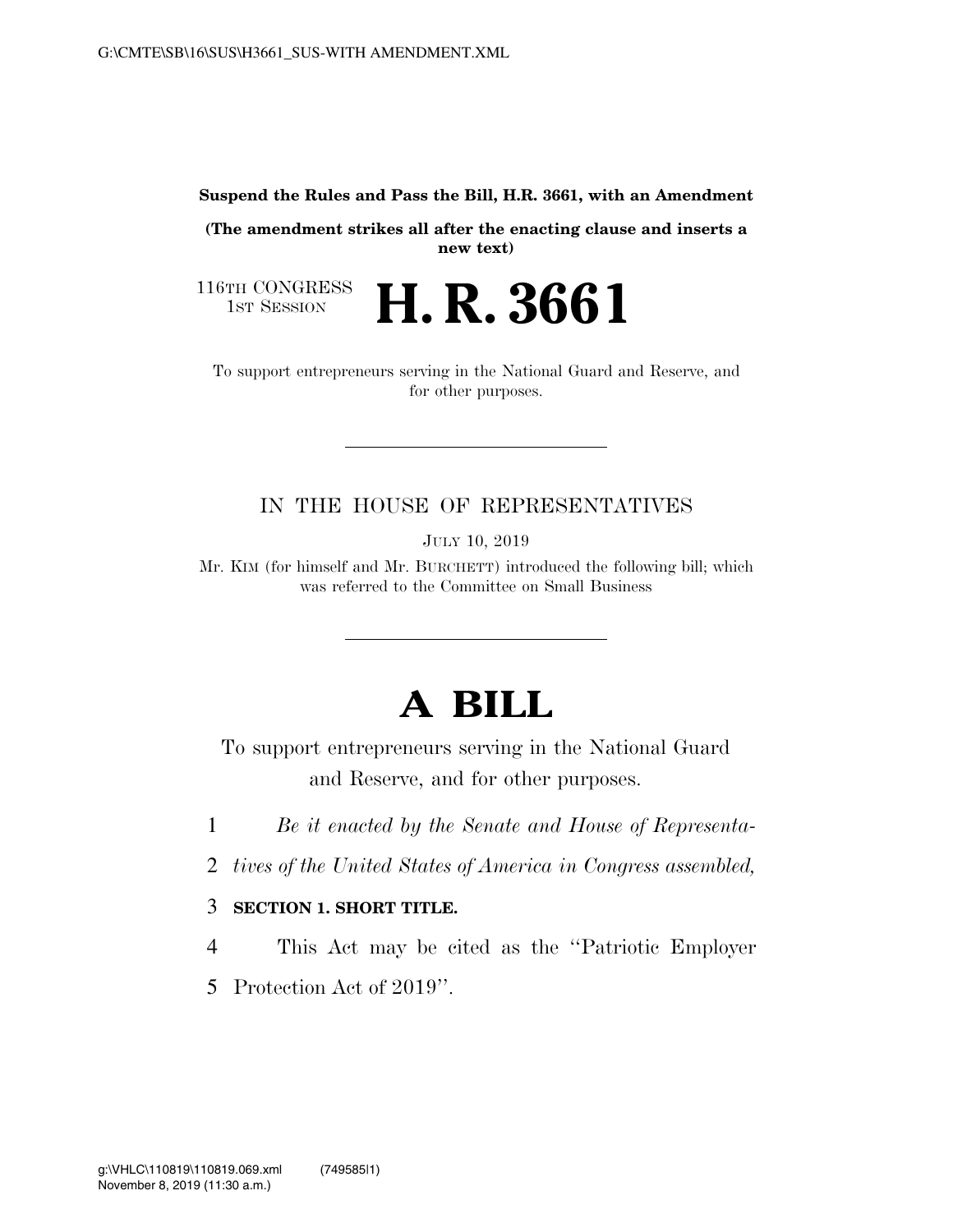**Suspend the Rules and Pass the Bill, H.R. 3661, with an Amendment**

**(The amendment strikes all after the enacting clause and inserts a new text)**

116TH CONGRESS
1ST SESSION

# H. R. 3661

To support entrepreneurs serving in the National Guard and Reserve, and for other purposes.

---

IN THE HOUSE OF REPRESENTATIVES

JULY 10, 2019

Mr. KIM (for himself and Mr. BURCHETT) introduced the following bill; which was referred to the Committee on Small Business

---

# A BILL

To support entrepreneurs serving in the National Guard and Reserve, and for other purposes.

1 *Be it enacted by the Senate and House of Representa-*
2 *tives of the United States of America in Congress assembled,*

3 **SECTION 1. SHORT TITLE.**

4 This Act may be cited as the ''Patriotic Employer
5 Protection Act of 2019''.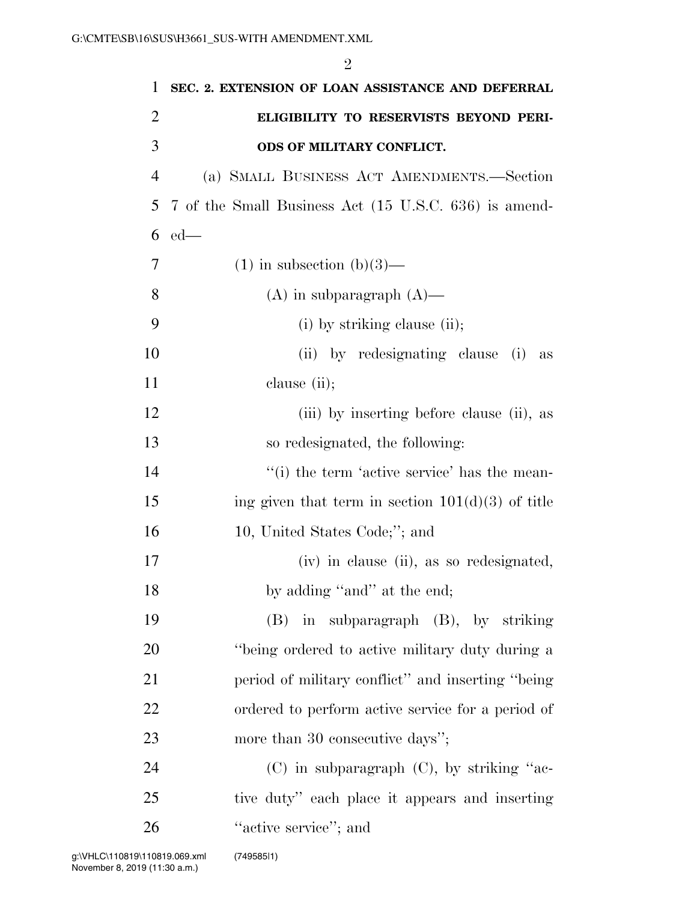**SEC. 2. EXTENSION OF LOAN ASSISTANCE AND DEFERRAL ELIGIBILITY TO RESERVISTS BEYOND PERIODS OF MILITARY CONFLICT.**

(a) SMALL BUSINESS ACT AMENDMENTS.—Section 7 of the Small Business Act (15 U.S.C. 636) is amended—

(1) in subsection (b)(3)—

(A) in subparagraph (A)—

(i) by striking clause (ii);

(ii) by redesignating clause (i) as clause (ii);

(iii) by inserting before clause (ii), as so redesignated, the following:

"(i) the term 'active service' has the meaning given that term in section 101(d)(3) of title 10, United States Code;"; and

(iv) in clause (ii), as so redesignated, by adding "and" at the end;

(B) in subparagraph (B), by striking "being ordered to active military duty during a period of military conflict" and inserting "being ordered to perform active service for a period of more than 30 consecutive days";

(C) in subparagraph (C), by striking "active duty" each place it appears and inserting "active service"; and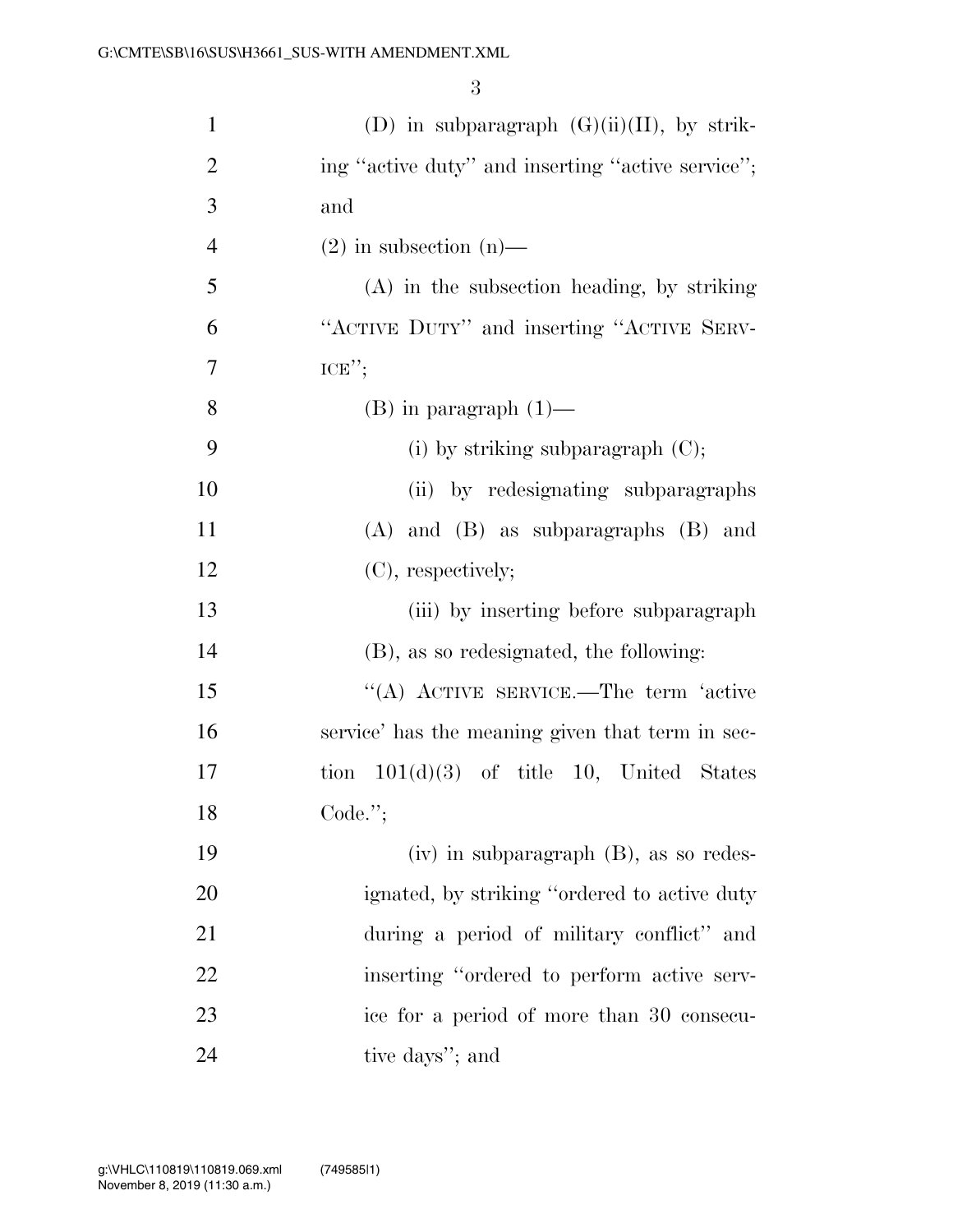(D) in subparagraph (G)(ii)(II), by striking ''active duty'' and inserting ''active service''; and

(2) in subsection (n)—

(A) in the subsection heading, by striking ''ACTIVE DUTY'' and inserting ''ACTIVE SERVICE'';

(B) in paragraph (1)—

(i) by striking subparagraph (C);

(ii) by redesignating subparagraphs (A) and (B) as subparagraphs (B) and (C), respectively;

(iii) by inserting before subparagraph (B), as so redesignated, the following:

''(A) ACTIVE SERVICE.—The term 'active service' has the meaning given that term in section 101(d)(3) of title 10, United States Code.'';

(iv) in subparagraph (B), as so redesignated, by striking ''ordered to active duty during a period of military conflict'' and inserting ''ordered to perform active service for a period of more than 30 consecutive days''; and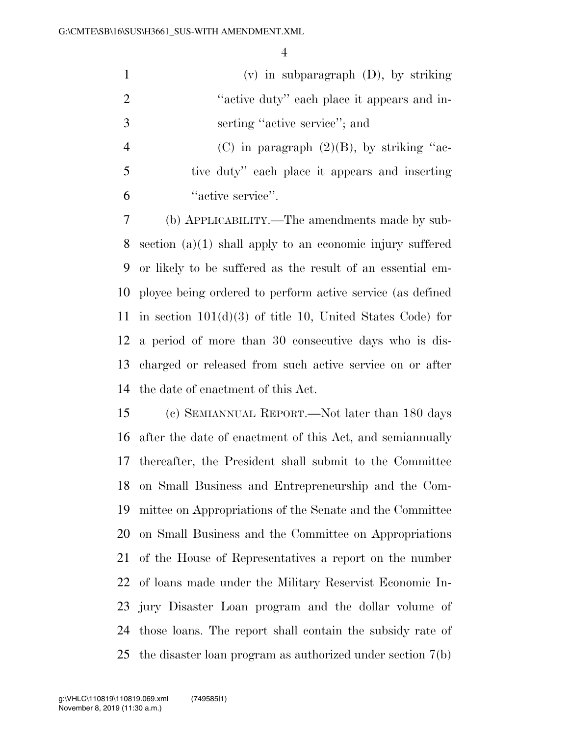(v) in subparagraph (D), by striking ''active duty'' each place it appears and inserting ''active service''; and

(C) in paragraph (2)(B), by striking ''active duty'' each place it appears and inserting ''active service''.

(b) APPLICABILITY.—The amendments made by subsection (a)(1) shall apply to an economic injury suffered or likely to be suffered as the result of an essential employee being ordered to perform active service (as defined in section 101(d)(3) of title 10, United States Code) for a period of more than 30 consecutive days who is discharged or released from such active service on or after the date of enactment of this Act.

(c) SEMIANNUAL REPORT.—Not later than 180 days after the date of enactment of this Act, and semiannually thereafter, the President shall submit to the Committee on Small Business and Entrepreneurship and the Committee on Appropriations of the Senate and the Committee on Small Business and the Committee on Appropriations of the House of Representatives a report on the number of loans made under the Military Reservist Economic Injury Disaster Loan program and the dollar volume of those loans. The report shall contain the subsidy rate of the disaster loan program as authorized under section 7(b)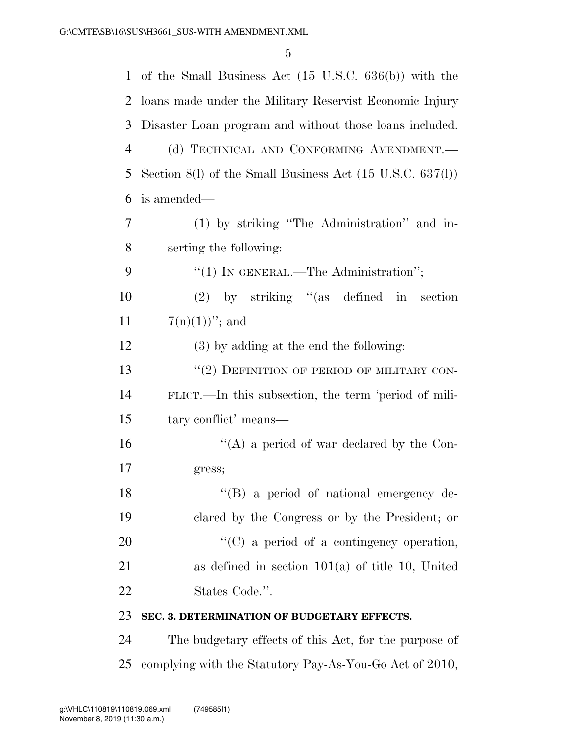of the Small Business Act (15 U.S.C. 636(b)) with the loans made under the Military Reservist Economic Injury Disaster Loan program and without those loans included.

(d) TECHNICAL AND CONFORMING AMENDMENT.—Section 8(l) of the Small Business Act (15 U.S.C. 637(l)) is amended—

(1) by striking "The Administration" and inserting the following:

"(1) IN GENERAL.—The Administration";

(2) by striking "(as defined in section 7(n)(1))"; and

(3) by adding at the end the following:

"(2) DEFINITION OF PERIOD OF MILITARY CONFLICT.—In this subsection, the term 'period of military conflict' means—

"(A) a period of war declared by the Congress;

"(B) a period of national emergency declared by the Congress or by the President; or

"(C) a period of a contingency operation, as defined in section 101(a) of title 10, United States Code.".

**SEC. 3. DETERMINATION OF BUDGETARY EFFECTS.**

The budgetary effects of this Act, for the purpose of complying with the Statutory Pay-As-You-Go Act of 2010,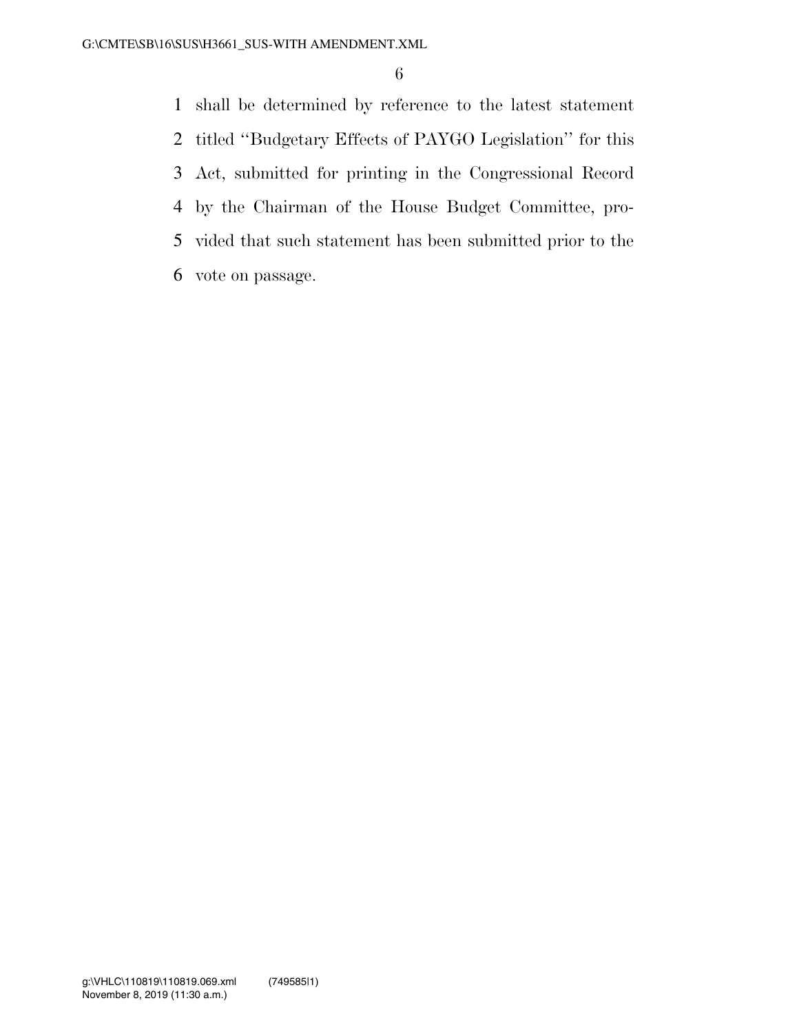shall be determined by reference to the latest statement titled "Budgetary Effects of PAYGO Legislation" for this Act, submitted for printing in the Congressional Record by the Chairman of the House Budget Committee, provided that such statement has been submitted prior to the vote on passage.